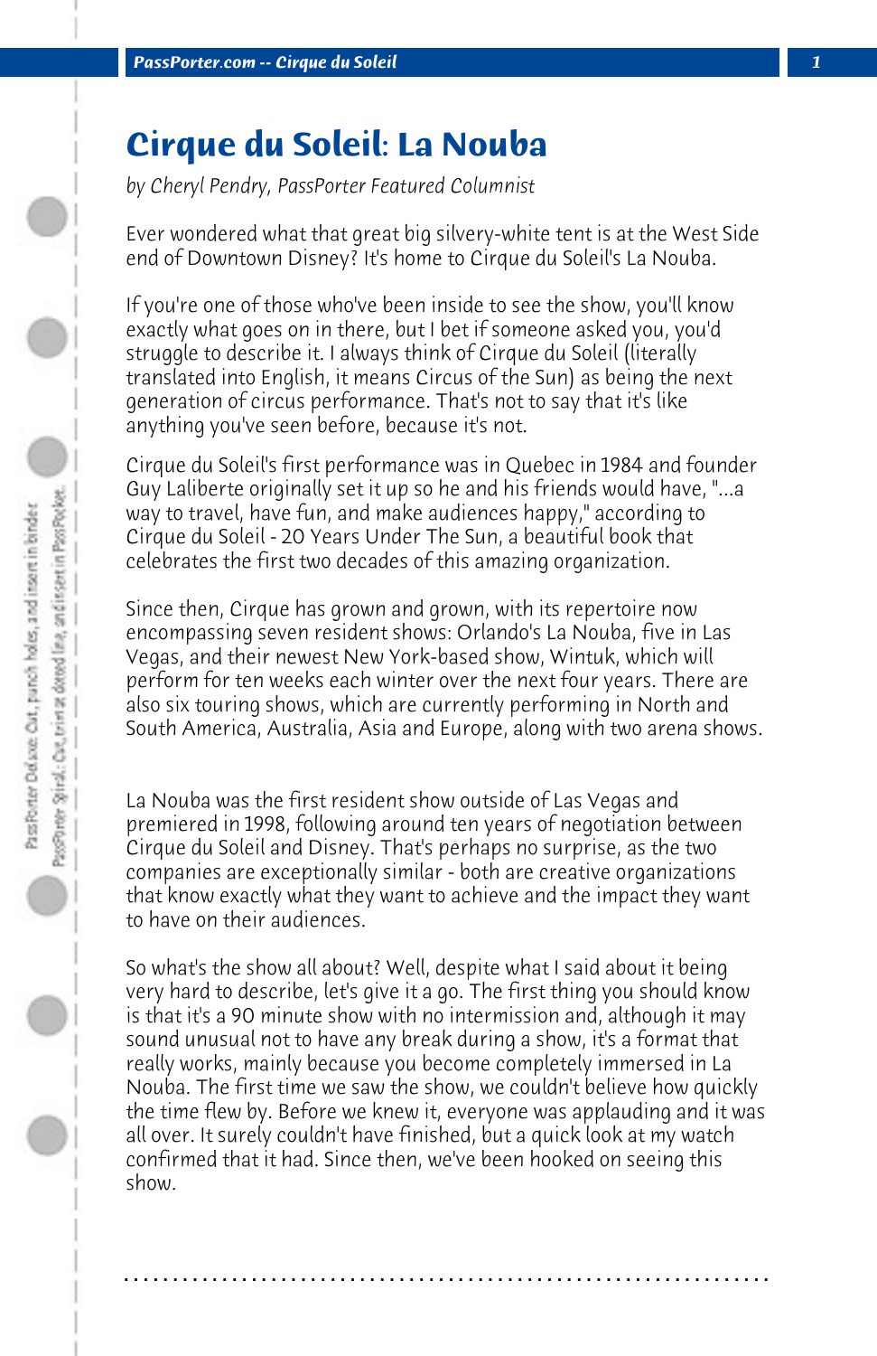# Cirque du Soleil: La Nouba

*by Cheryl Pendry, PassPorter Featured Columnist*

Ever wondered what that great big silvery-white tent is at the West Side end of Downtown Disney? It's home to Cirque du Soleil's La Nouba.

If you're one of those who've been inside to see the show, you'll know exactly what goes on in there, but I bet if someone asked you, you'd struggle to describe it. I always think of Cirque du Soleil (literally translated into English, it means Circus of the Sun) as being the next generation of circus performance. That's not to say that it's like anything you've seen before, because it's not.

Cirque du Soleil's first performance was in Quebec in 1984 and founder Guy Laliberte originally set it up so he and his friends would have, "...a way to travel, have fun, and make audiences happy," according to Cirque du Soleil - 20 Years Under The Sun, a beautiful book that celebrates the first two decades of this amazing organization.

Since then, Cirque has grown and grown, with its repertoire now encompassing seven resident shows: Orlando's La Nouba, five in Las Vegas, and their newest New York-based show, Wintuk, which will perform for ten weeks each winter over the next four years. There are also six touring shows, which are currently performing in North and South America, Australia, Asia and Europe, along with two arena shows.

La Nouba was the first resident show outside of Las Vegas and premiered in 1998, following around ten years of negotiation between Cirque du Soleil and Disney. That's perhaps no surprise, as the two companies are exceptionally similar - both are creative organizations that know exactly what they want to achieve and the impact they want to have on their audiences.

So what's the show all about? Well, despite what I said about it being very hard to describe, let's give it a go. The first thing you should know is that it's a 90 minute show with no intermission and, although it may sound unusual not to have any break during a show, it's a format that really works, mainly because you become completely immersed in La Nouba. The first time we saw the show, we couldn't believe how quickly the time flew by. Before we knew it, everyone was applauding and it was all over. It surely couldn't have finished, but a quick look at my watch confirmed that it had. Since then, we've been hooked on seeing this show.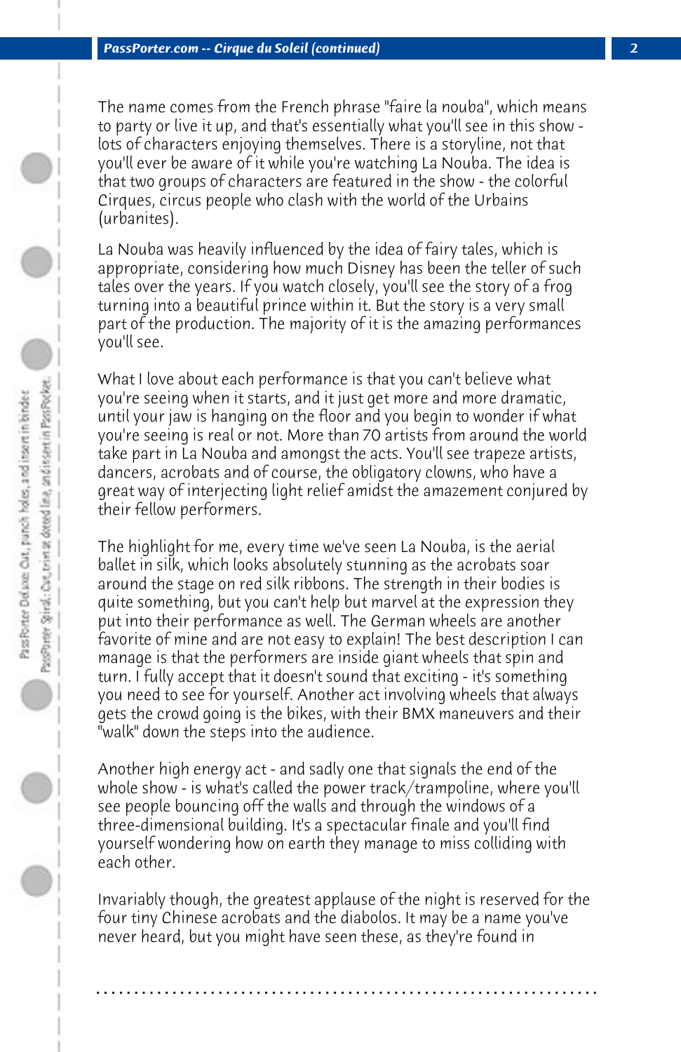The name comes from the French phrase "faire la nouba", which means to party or live it up, and that's essentially what you'll see in this show - lots of characters enjoying themselves. There is a storyline, not that you'll ever be aware of it while you're watching La Nouba. The idea is that two groups of characters are featured in the show - the colorful Cirques, circus people who clash with the world of the Urbains (urbanites).

La Nouba was heavily influenced by the idea of fairy tales, which is appropriate, considering how much Disney has been the teller of such tales over the years. If you watch closely, you'll see the story of a frog turning into a beautiful prince within it. But the story is a very small part of the production. The majority of it is the amazing performances you'll see.

What I love about each performance is that you can't believe what you're seeing when it starts, and it just get more and more dramatic, until your jaw is hanging on the floor and you begin to wonder if what you're seeing is real or not. More than 70 artists from around the world take part in La Nouba and amongst the acts. You'll see trapeze artists, dancers, acrobats and of course, the obligatory clowns, who have a great way of interjecting light relief amidst the amazement conjured by their fellow performers.

The highlight for me, every time we've seen La Nouba, is the aerial ballet in silk, which looks absolutely stunning as the acrobats soar around the stage on red silk ribbons. The strength in their bodies is quite something, but you can't help but marvel at the expression they put into their performance as well. The German wheels are another favorite of mine and are not easy to explain! The best description I can manage is that the performers are inside giant wheels that spin and turn. I fully accept that it doesn't sound that exciting - it's something you need to see for yourself. Another act involving wheels that always gets the crowd going is the bikes, with their BMX maneuvers and their "walk" down the steps into the audience.

Another high energy act - and sadly one that signals the end of the whole show - is what's called the power track/trampoline, where you'll see people bouncing off the walls and through the windows of a three-dimensional building. It's a spectacular finale and you'll find yourself wondering how on earth they manage to miss colliding with each other.

Invariably though, the greatest applause of the night is reserved for the four tiny Chinese acrobats and the diabolos. It may be a name you've never heard, but you might have seen these, as they're found in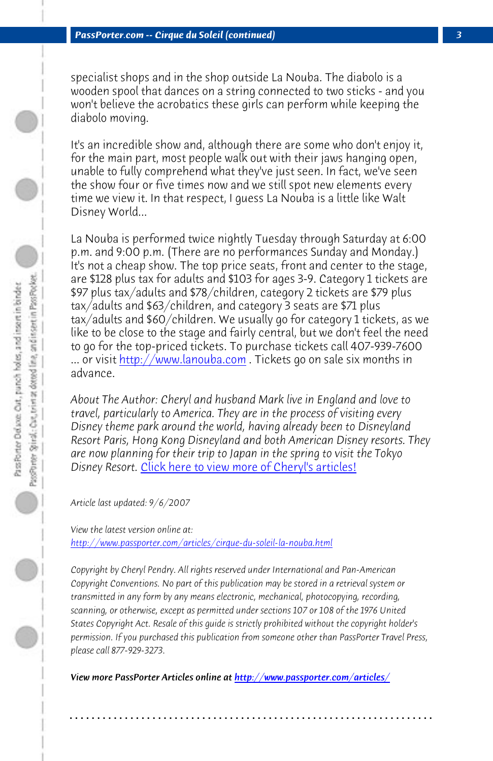specialist shops and in the shop outside La Nouba. The diabolo is a wooden spool that dances on a string connected to two sticks - and you won't believe the acrobatics these girls can perform while keeping the diabolo moving.

It's an incredible show and, although there are some who don't enjoy it, for the main part, most people walk out with their jaws hanging open, unable to fully comprehend what they've just seen. In fact, we've seen the show four or five times now and we still spot new elements every time we view it. In that respect, I guess La Nouba is a little like Walt Disney World...

La Nouba is performed twice nightly Tuesday through Saturday at 6:00 p.m. and 9:00 p.m. (There are no performances Sunday and Monday.) It's not a cheap show. The top price seats, front and center to the stage, are $128 plus tax for adults and $103 for ages 3-9. Category 1 tickets are $97 plus tax/adults and $78/children, category 2 tickets are $79 plus tax/adults and $63/children, and category 3 seats are $71 plus tax/adults and $60/children. We usually go for category 1 tickets, as we like to be close to the stage and fairly central, but we don't feel the need to go for the top-priced tickets. To purchase tickets call 407-939-7600 ... or visit http://www.lanouba.com . Tickets go on sale six months in advance.

*About The Author: Cheryl and husband Mark live in England and love to travel, particularly to America. They are in the process of visiting every Disney theme park around the world, having already been to Disneyland Resort Paris, Hong Kong Disneyland and both American Disney resorts. They are now planning for their trip to Japan in the spring to visit the Tokyo Disney Resort.* Click here to view more of Cheryl's articles!

*Article last updated: 9/6/2007*

*View the latest version online at:*
http://www.passporter.com/articles/cirque-du-soleil-la-nouba.html

*Copyright by Cheryl Pendry. All rights reserved under International and Pan-American Copyright Conventions. No part of this publication may be stored in a retrieval system or transmitted in any form by any means electronic, mechanical, photocopying, recording, scanning, or otherwise, except as permitted under sections 107 or 108 of the 1976 United States Copyright Act. Resale of this guide is strictly prohibited without the copyright holder's permission. If you purchased this publication from someone other than PassPorter Travel Press, please call 877-929-3273.*

***View more PassPorter Articles online at*** **http://www.passporter.com/articles/**